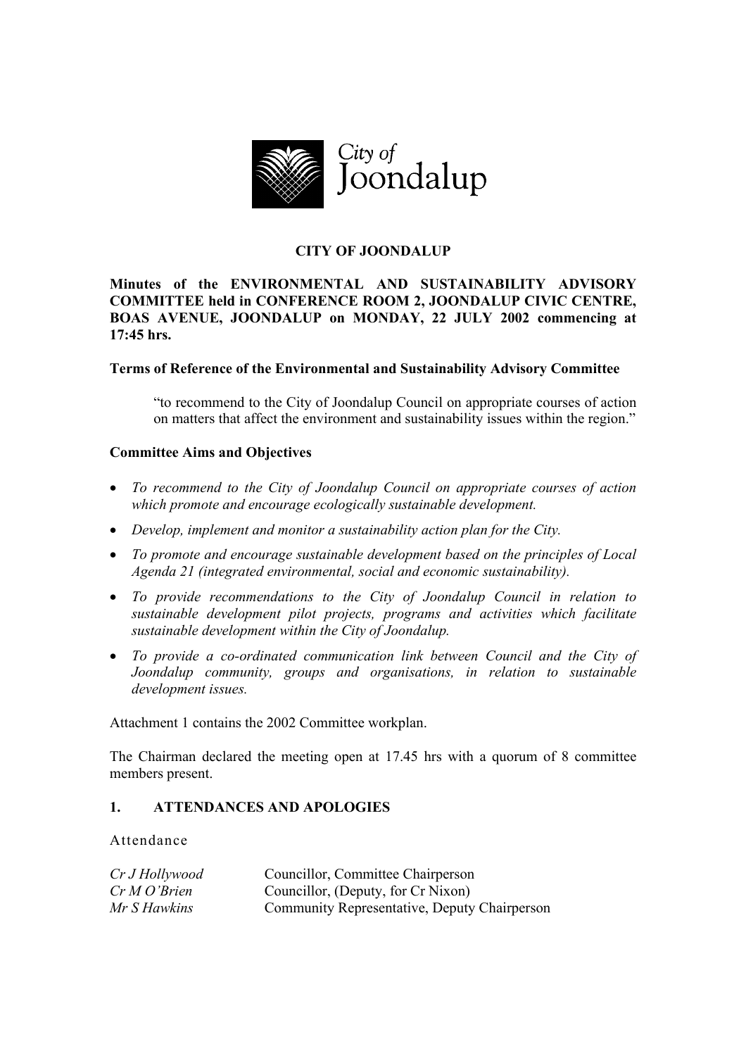# CITY OF JOONDALUP

**Minutes of the ENVIRONMENTAL AND SUSTAINABILITY ADVISORY COMMITTEE held in CONFERENCE ROOM 2, JOONDALUP CIVIC CENTRE, BOAS AVENUE, JOONDALUP on MONDAY, 22 JULY 2002 commencing at 17:45 hrs.**

**Terms of Reference of the Environmental and Sustainability Advisory Committee**

> "to recommend to the City of Joondalup Council on appropriate courses of action on matters that affect the environment and sustainability issues within the region."

**Committee Aims and Objectives**

- *To recommend to the City of Joondalup Council on appropriate courses of action which promote and encourage ecologically sustainable development.*
- *Develop, implement and monitor a sustainability action plan for the City.*
- *To promote and encourage sustainable development based on the principles of Local Agenda 21 (integrated environmental, social and economic sustainability).*
- *To provide recommendations to the City of Joondalup Council in relation to sustainable development pilot projects, programs and activities which facilitate sustainable development within the City of Joondalup.*
- *To provide a co-ordinated communication link between Council and the City of Joondalup community, groups and organisations, in relation to sustainable development issues.*

Attachment 1 contains the 2002 Committee workplan.

The Chairman declared the meeting open at 17.45 hrs with a quorum of 8 committee members present.

## 1. ATTENDANCES AND APOLOGIES

Attendance

| | |
|---|---|
| *Cr J Hollywood* | Councillor, Committee Chairperson |
| *Cr M O'Brien* | Councillor, (Deputy, for Cr Nixon) |
| *Mr S Hawkins* | Community Representative, Deputy Chairperson |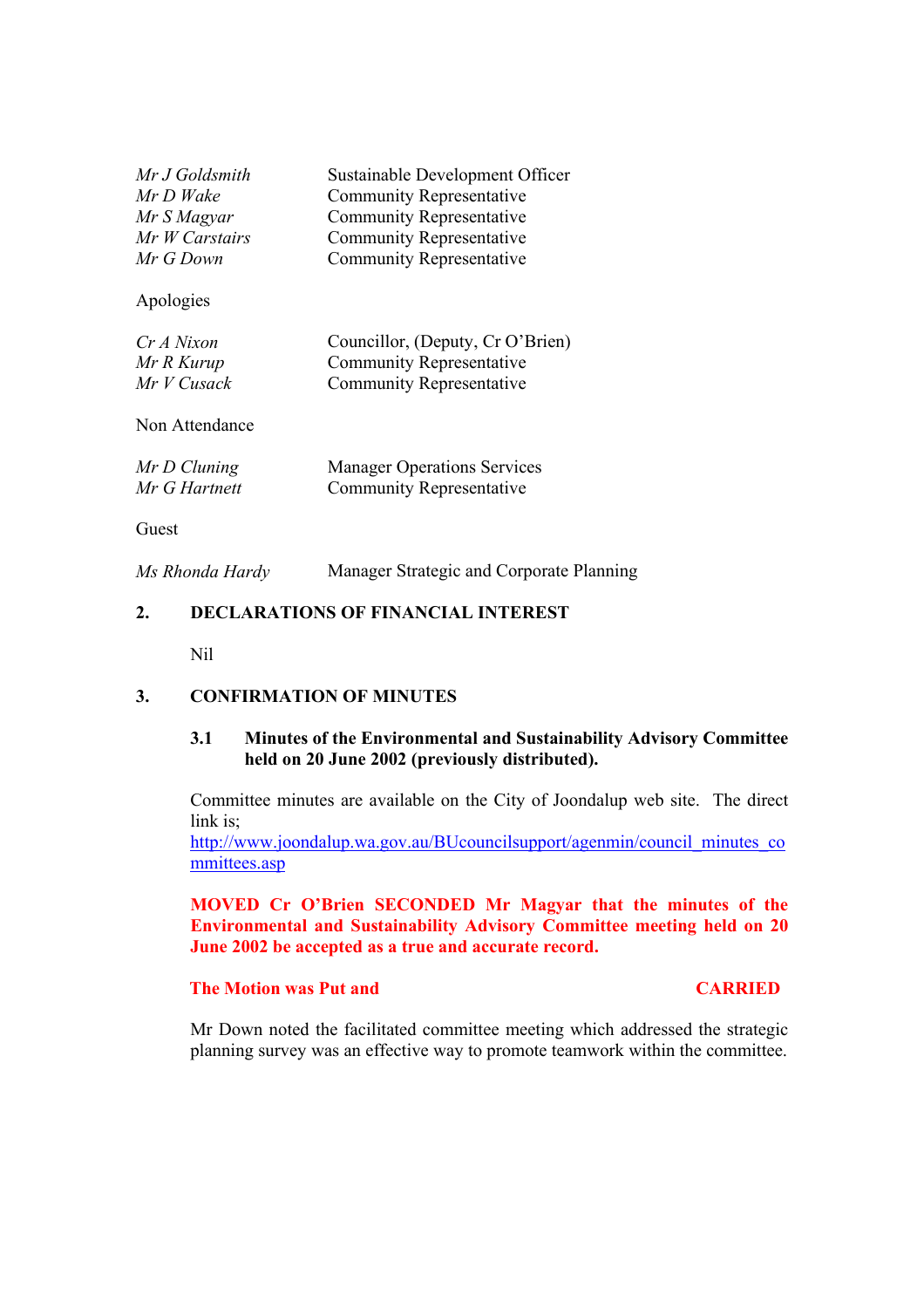| | |
|---|---|
| *Mr J Goldsmith* | Sustainable Development Officer |
| *Mr D Wake* | Community Representative |
| *Mr S Magyar* | Community Representative |
| *Mr W Carstairs* | Community Representative |
| *Mr G Down* | Community Representative |

Apologies

| | |
|---|---|
| *Cr A Nixon* | Councillor, (Deputy, Cr O'Brien) |
| *Mr R Kurup* | Community Representative |
| *Mr V Cusack* | Community Representative |

Non Attendance

| | |
|---|---|
| *Mr D Cluning* | Manager Operations Services |
| *Mr G Hartnett* | Community Representative |

Guest

| | |
|---|---|
| *Ms Rhonda Hardy* | Manager Strategic and Corporate Planning |

## 2. DECLARATIONS OF FINANCIAL INTEREST

Nil

## 3. CONFIRMATION OF MINUTES

### 3.1 Minutes of the Environmental and Sustainability Advisory Committee held on 20 June 2002 (previously distributed).

Committee minutes are available on the City of Joondalup web site. The direct link is;
http://www.joondalup.wa.gov.au/BUcouncilsupport/agenmin/council_minutes_committees.asp

**MOVED Cr O'Brien SECONDED Mr Magyar that the minutes of the Environmental and Sustainability Advisory Committee meeting held on 20 June 2002 be accepted as a true and accurate record.**

**The Motion was Put and CARRIED**

Mr Down noted the facilitated committee meeting which addressed the strategic planning survey was an effective way to promote teamwork within the committee.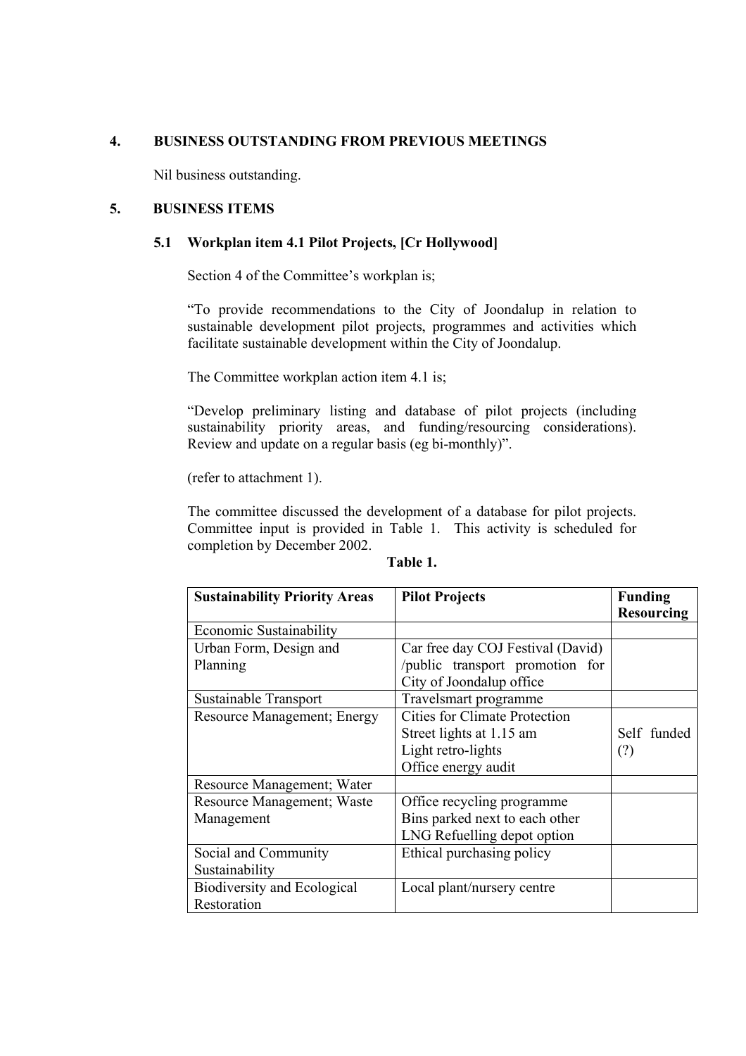## 4. BUSINESS OUTSTANDING FROM PREVIOUS MEETINGS

Nil business outstanding.

## 5. BUSINESS ITEMS

### 5.1 Workplan item 4.1 Pilot Projects, [Cr Hollywood]

Section 4 of the Committee's workplan is;

"To provide recommendations to the City of Joondalup in relation to sustainable development pilot projects, programmes and activities which facilitate sustainable development within the City of Joondalup.

The Committee workplan action item 4.1 is;

"Develop preliminary listing and database of pilot projects (including sustainability priority areas, and funding/resourcing considerations). Review and update on a regular basis (eg bi-monthly)".

(refer to attachment 1).

The committee discussed the development of a database for pilot projects. Committee input is provided in Table 1. This activity is scheduled for completion by December 2002.

**Table 1.**

| **Sustainability Priority Areas** | **Pilot Projects** | **Funding Resourcing** |
|---|---|---|
| Economic Sustainability | | |
| Urban Form, Design and Planning | Car free day COJ Festival (David) /public transport promotion for City of Joondalup office | |
| Sustainable Transport | Travelsmart programme | |
| Resource Management; Energy | Cities for Climate Protection<br>Street lights at 1.15 am<br>Light retro-lights<br>Office energy audit | Self funded (?) |
| Resource Management; Water | | |
| Resource Management; Waste Management | Office recycling programme<br>Bins parked next to each other<br>LNG Refuelling depot option | |
| Social and Community Sustainability | Ethical purchasing policy | |
| Biodiversity and Ecological Restoration | Local plant/nursery centre | |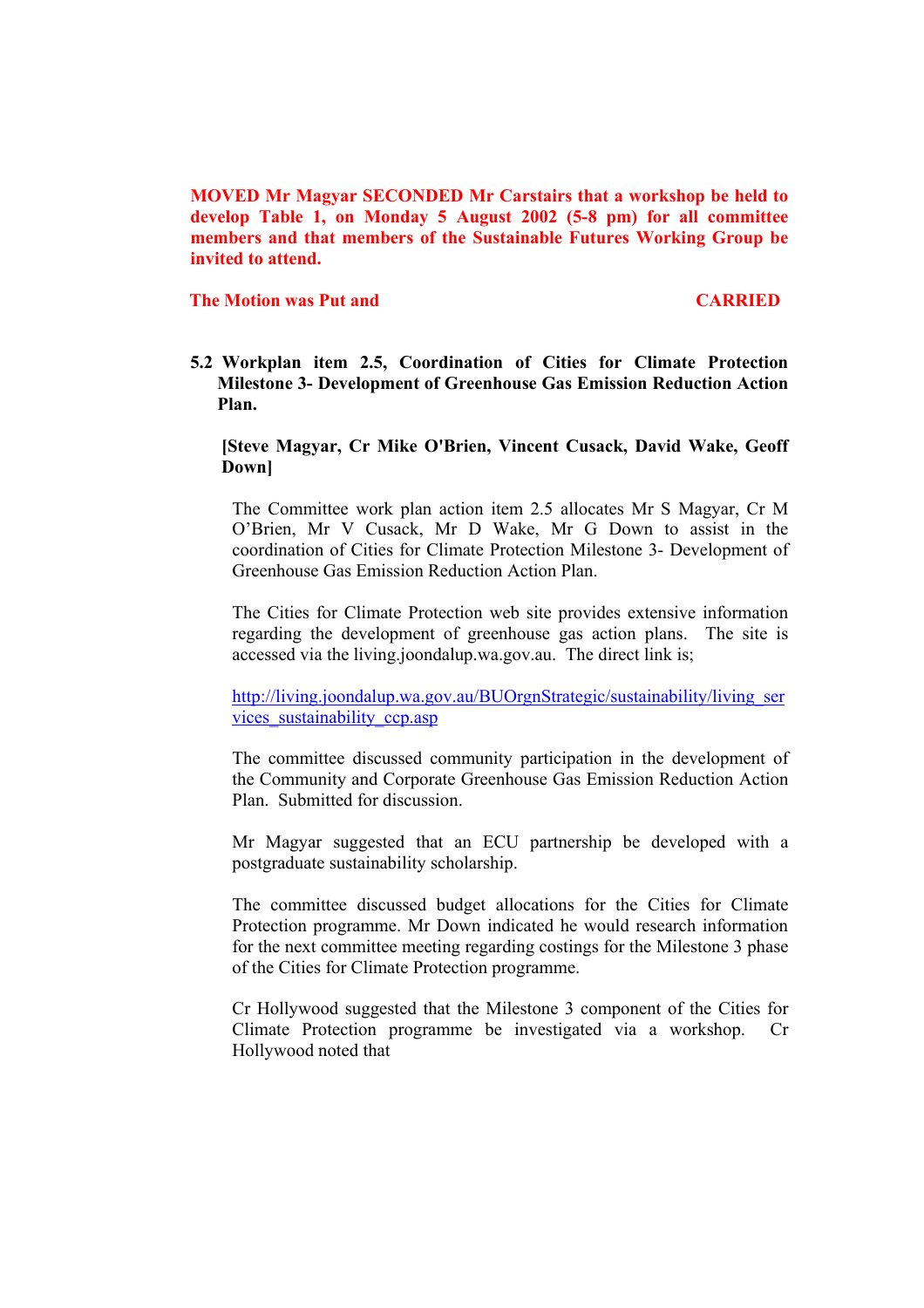**MOVED Mr Magyar SECONDED Mr Carstairs that a workshop be held to develop Table 1, on Monday 5 August 2002 (5-8 pm) for all committee members and that members of the Sustainable Futures Working Group be invited to attend.**

**The Motion was Put and CARRIED**

**5.2 Workplan item 2.5, Coordination of Cities for Climate Protection Milestone 3- Development of Greenhouse Gas Emission Reduction Action Plan.**

**[Steve Magyar, Cr Mike O'Brien, Vincent Cusack, David Wake, Geoff Down]**

The Committee work plan action item 2.5 allocates Mr S Magyar, Cr M O'Brien, Mr V Cusack, Mr D Wake, Mr G Down to assist in the coordination of Cities for Climate Protection Milestone 3- Development of Greenhouse Gas Emission Reduction Action Plan.

The Cities for Climate Protection web site provides extensive information regarding the development of greenhouse gas action plans. The site is accessed via the living.joondalup.wa.gov.au. The direct link is;

http://living.joondalup.wa.gov.au/BUOrgnStrategic/sustainability/living_services_sustainability_ccp.asp

The committee discussed community participation in the development of the Community and Corporate Greenhouse Gas Emission Reduction Action Plan. Submitted for discussion.

Mr Magyar suggested that an ECU partnership be developed with a postgraduate sustainability scholarship.

The committee discussed budget allocations for the Cities for Climate Protection programme. Mr Down indicated he would research information for the next committee meeting regarding costings for the Milestone 3 phase of the Cities for Climate Protection programme.

Cr Hollywood suggested that the Milestone 3 component of the Cities for Climate Protection programme be investigated via a workshop. Cr Hollywood noted that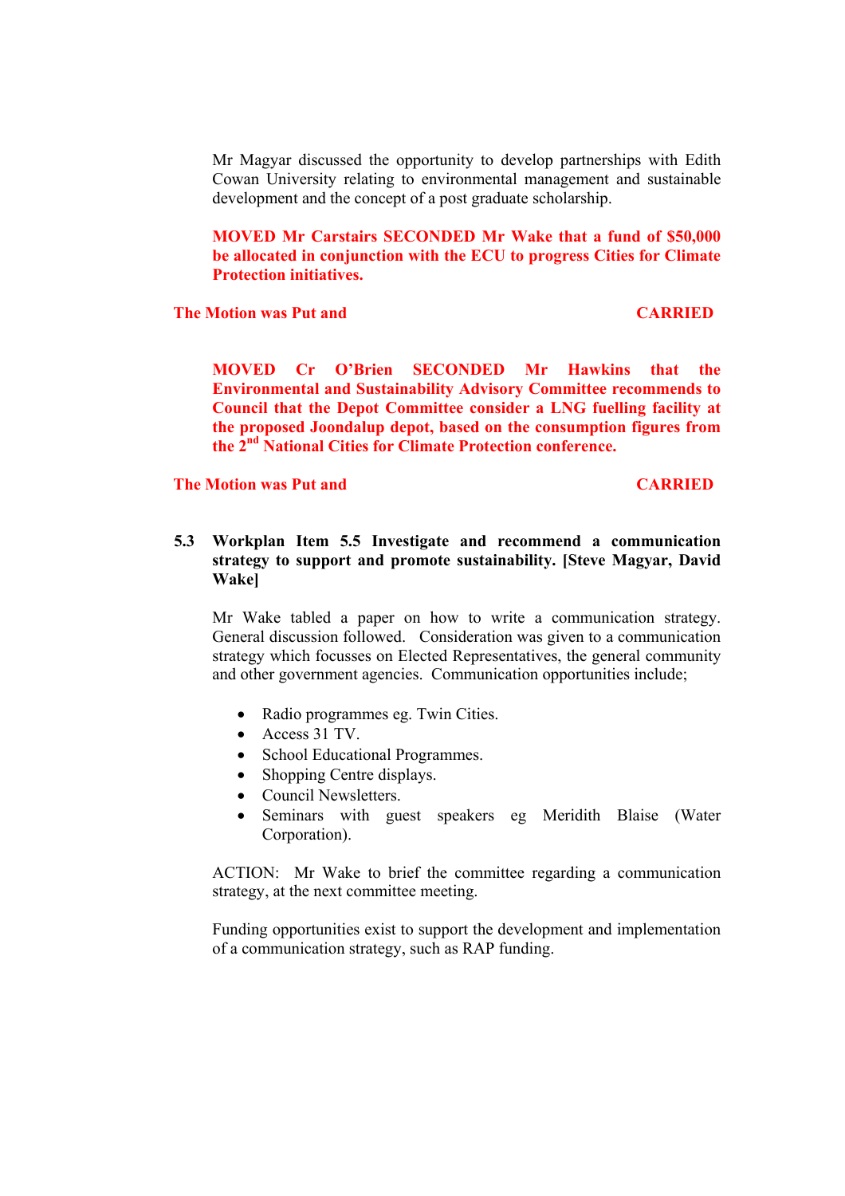Mr Magyar discussed the opportunity to develop partnerships with Edith Cowan University relating to environmental management and sustainable development and the concept of a post graduate scholarship.

**MOVED Mr Carstairs SECONDED Mr Wake that a fund of $50,000 be allocated in conjunction with the ECU to progress Cities for Climate Protection initiatives.**

**The Motion was Put and CARRIED**

**MOVED Cr O'Brien SECONDED Mr Hawkins that the Environmental and Sustainability Advisory Committee recommends to Council that the Depot Committee consider a LNG fuelling facility at the proposed Joondalup depot, based on the consumption figures from the 2nd National Cities for Climate Protection conference.**

**The Motion was Put and CARRIED**

**5.3 Workplan Item 5.5 Investigate and recommend a communication strategy to support and promote sustainability. [Steve Magyar, David Wake]**

Mr Wake tabled a paper on how to write a communication strategy. General discussion followed. Consideration was given to a communication strategy which focusses on Elected Representatives, the general community and other government agencies. Communication opportunities include;

- Radio programmes eg. Twin Cities.
- Access 31 TV.
- School Educational Programmes.
- Shopping Centre displays.
- Council Newsletters.
- Seminars with guest speakers eg Meridith Blaise (Water Corporation).

ACTION: Mr Wake to brief the committee regarding a communication strategy, at the next committee meeting.

Funding opportunities exist to support the development and implementation of a communication strategy, such as RAP funding.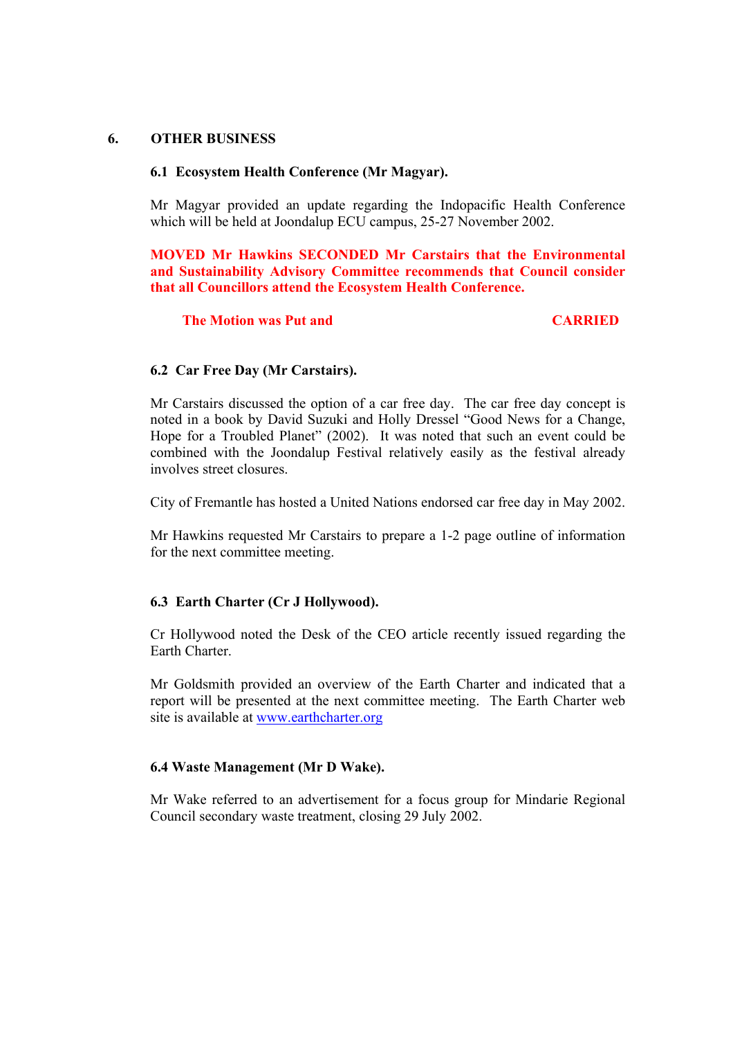## 6. OTHER BUSINESS

### 6.1 Ecosystem Health Conference (Mr Magyar).

Mr Magyar provided an update regarding the Indopacific Health Conference which will be held at Joondalup ECU campus, 25-27 November 2002.

**MOVED Mr Hawkins SECONDED Mr Carstairs that the Environmental and Sustainability Advisory Committee recommends that Council consider that all Councillors attend the Ecosystem Health Conference.**

**The Motion was Put and CARRIED**

### 6.2 Car Free Day (Mr Carstairs).

Mr Carstairs discussed the option of a car free day. The car free day concept is noted in a book by David Suzuki and Holly Dressel "Good News for a Change, Hope for a Troubled Planet" (2002). It was noted that such an event could be combined with the Joondalup Festival relatively easily as the festival already involves street closures.

City of Fremantle has hosted a United Nations endorsed car free day in May 2002.

Mr Hawkins requested Mr Carstairs to prepare a 1-2 page outline of information for the next committee meeting.

### 6.3 Earth Charter (Cr J Hollywood).

Cr Hollywood noted the Desk of the CEO article recently issued regarding the Earth Charter.

Mr Goldsmith provided an overview of the Earth Charter and indicated that a report will be presented at the next committee meeting. The Earth Charter web site is available at www.earthcharter.org

### 6.4 Waste Management (Mr D Wake).

Mr Wake referred to an advertisement for a focus group for Mindarie Regional Council secondary waste treatment, closing 29 July 2002.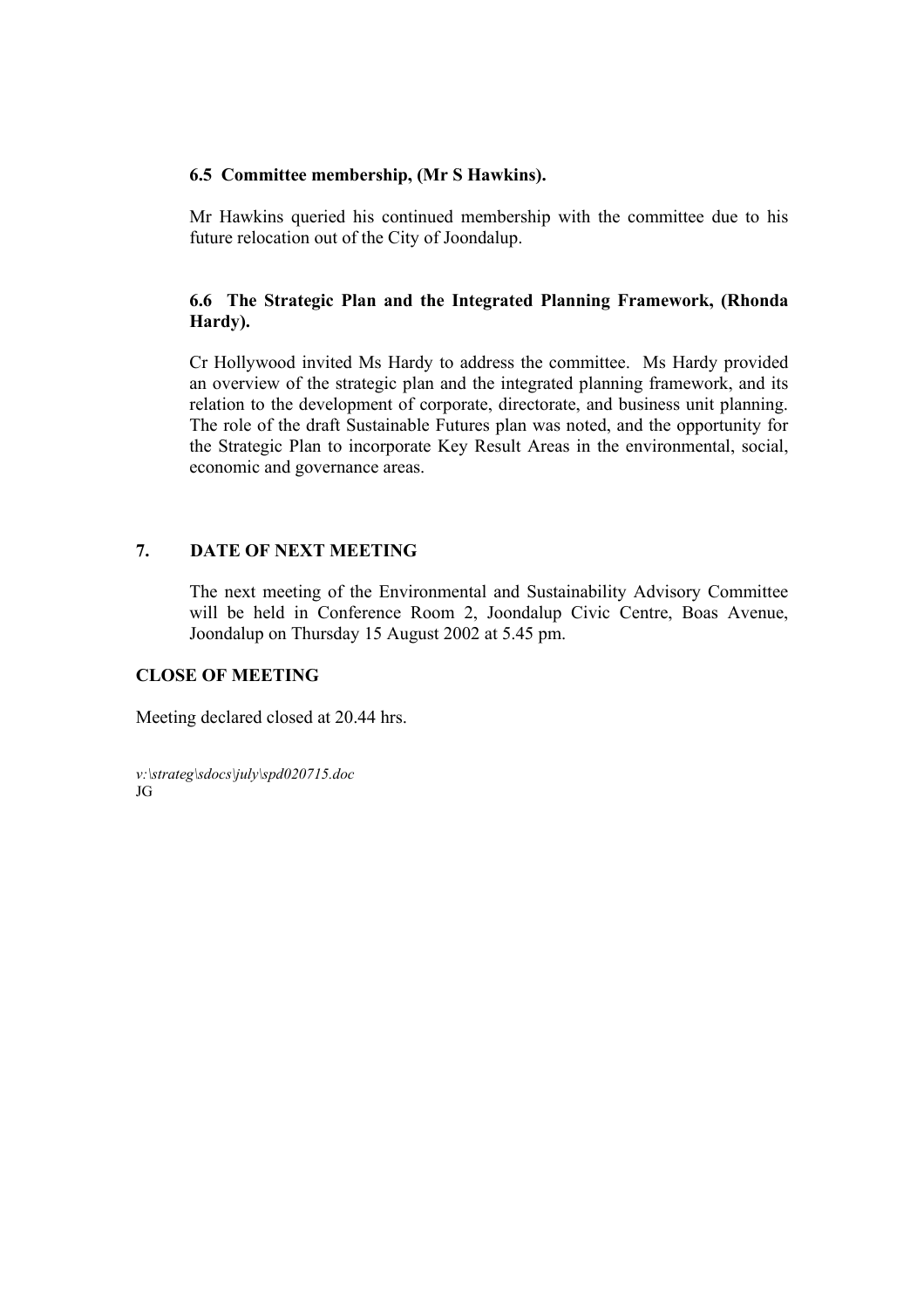### 6.5 Committee membership, (Mr S Hawkins).

Mr Hawkins queried his continued membership with the committee due to his future relocation out of the City of Joondalup.

### 6.6 The Strategic Plan and the Integrated Planning Framework, (Rhonda Hardy).

Cr Hollywood invited Ms Hardy to address the committee. Ms Hardy provided an overview of the strategic plan and the integrated planning framework, and its relation to the development of corporate, directorate, and business unit planning. The role of the draft Sustainable Futures plan was noted, and the opportunity for the Strategic Plan to incorporate Key Result Areas in the environmental, social, economic and governance areas.

## 7. DATE OF NEXT MEETING

The next meeting of the Environmental and Sustainability Advisory Committee will be held in Conference Room 2, Joondalup Civic Centre, Boas Avenue, Joondalup on Thursday 15 August 2002 at 5.45 pm.

## CLOSE OF MEETING

Meeting declared closed at 20.44 hrs.

*v:\strateg\sdocs\july\spd020715.doc*
JG